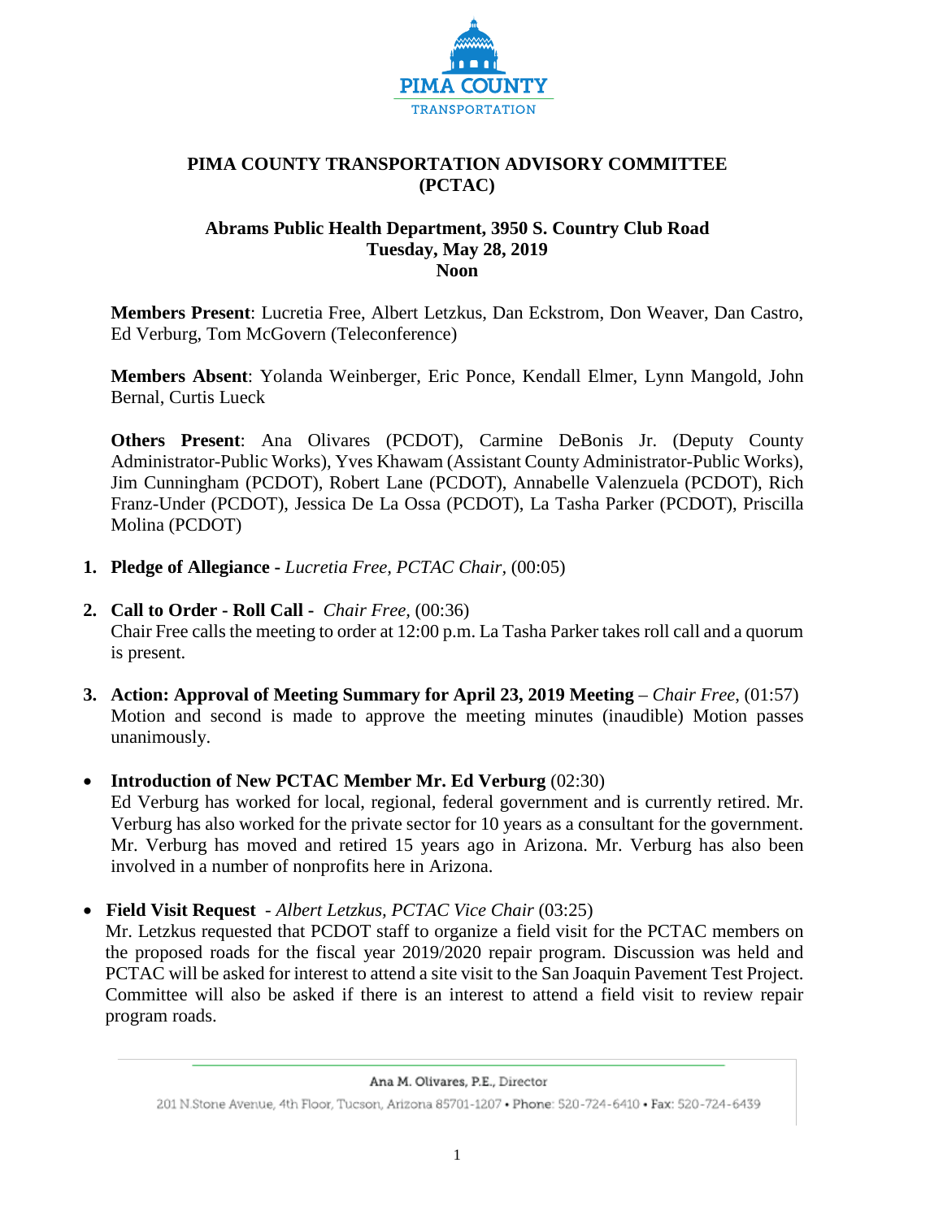PIMA COUNTY
TRANSPORTATION

# PIMA COUNTY TRANSPORTATION ADVISORY COMMITTEE (PCTAC)

## Abrams Public Health Department, 3950 S. Country Club Road
## Tuesday, May 28, 2019
## Noon

**Members Present**: Lucretia Free, Albert Letzkus, Dan Eckstrom, Don Weaver, Dan Castro, Ed Verburg, Tom McGovern (Teleconference)

**Members Absent**: Yolanda Weinberger, Eric Ponce, Kendall Elmer, Lynn Mangold, John Bernal, Curtis Lueck

**Others Present**: Ana Olivares (PCDOT), Carmine DeBonis Jr. (Deputy County Administrator-Public Works), Yves Khawam (Assistant County Administrator-Public Works), Jim Cunningham (PCDOT), Robert Lane (PCDOT), Annabelle Valenzuela (PCDOT), Rich Franz-Under (PCDOT), Jessica De La Ossa (PCDOT), La Tasha Parker (PCDOT), Priscilla Molina (PCDOT)

1. **Pledge of Allegiance -** *Lucretia Free, PCTAC Chair*, (00:05)

2. **Call to Order - Roll Call -** *Chair Free*, (00:36)
   Chair Free calls the meeting to order at 12:00 p.m. La Tasha Parker takes roll call and a quorum is present.

3. **Action: Approval of Meeting Summary for April 23, 2019 Meeting** – *Chair Free*, (01:57)
   Motion and second is made to approve the meeting minutes (inaudible) Motion passes unanimously.

- **Introduction of New PCTAC Member Mr. Ed Verburg** (02:30)
  Ed Verburg has worked for local, regional, federal government and is currently retired. Mr. Verburg has also worked for the private sector for 10 years as a consultant for the government. Mr. Verburg has moved and retired 15 years ago in Arizona. Mr. Verburg has also been involved in a number of nonprofits here in Arizona.

- **Field Visit Request** - *Albert Letzkus, PCTAC Vice Chair* (03:25)
  Mr. Letzkus requested that PCDOT staff to organize a field visit for the PCTAC members on the proposed roads for the fiscal year 2019/2020 repair program. Discussion was held and PCTAC will be asked for interest to attend a site visit to the San Joaquin Pavement Test Project. Committee will also be asked if there is an interest to attend a field visit to review repair program roads.

Ana M. Olivares, P.E., Director

201 N.Stone Avenue, 4th Floor, Tucson, Arizona 85701-1207 • Phone: 520-724-6410 • Fax: 520-724-6439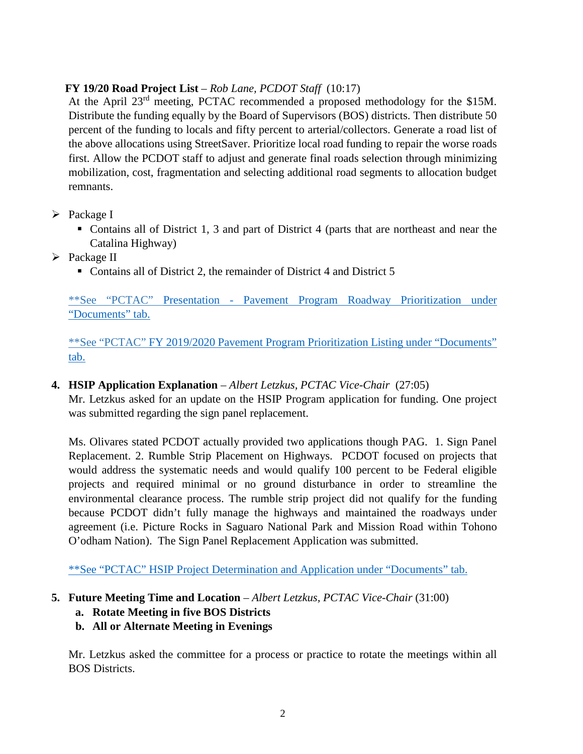**FY 19/20 Road Project List** – *Rob Lane, PCDOT Staff* (10:17)

At the April 23rd meeting, PCTAC recommended a proposed methodology for the $15M. Distribute the funding equally by the Board of Supervisors (BOS) districts. Then distribute 50 percent of the funding to locals and fifty percent to arterial/collectors. Generate a road list of the above allocations using StreetSaver. Prioritize local road funding to repair the worse roads first. Allow the PCDOT staff to adjust and generate final roads selection through minimizing mobilization, cost, fragmentation and selecting additional road segments to allocation budget remnants.

- Package I
  - Contains all of District 1, 3 and part of District 4 (parts that are northeast and near the Catalina Highway)
- Package II
  - Contains all of District 2, the remainder of District 4 and District 5

**See "PCTAC" Presentation - Pavement Program Roadway Prioritization under "Documents" tab.

**See "PCTAC" FY 2019/2020 Pavement Program Prioritization Listing under "Documents" tab.

4. **HSIP Application Explanation** – *Albert Letzkus, PCTAC Vice-Chair* (27:05)

   Mr. Letzkus asked for an update on the HSIP Program application for funding. One project was submitted regarding the sign panel replacement.

   Ms. Olivares stated PCDOT actually provided two applications though PAG. 1. Sign Panel Replacement. 2. Rumble Strip Placement on Highways. PCDOT focused on projects that would address the systematic needs and would qualify 100 percent to be Federal eligible projects and required minimal or no ground disturbance in order to streamline the environmental clearance process. The rumble strip project did not qualify for the funding because PCDOT didn't fully manage the highways and maintained the roadways under agreement (i.e. Picture Rocks in Saguaro National Park and Mission Road within Tohono O'odham Nation). The Sign Panel Replacement Application was submitted.

   **See "PCTAC" HSIP Project Determination and Application under "Documents" tab.

5. **Future Meeting Time and Location** – *Albert Letzkus, PCTAC Vice-Chair* (31:00)
   a. **Rotate Meeting in five BOS Districts**
   b. **All or Alternate Meeting in Evenings**

   Mr. Letzkus asked the committee for a process or practice to rotate the meetings within all BOS Districts.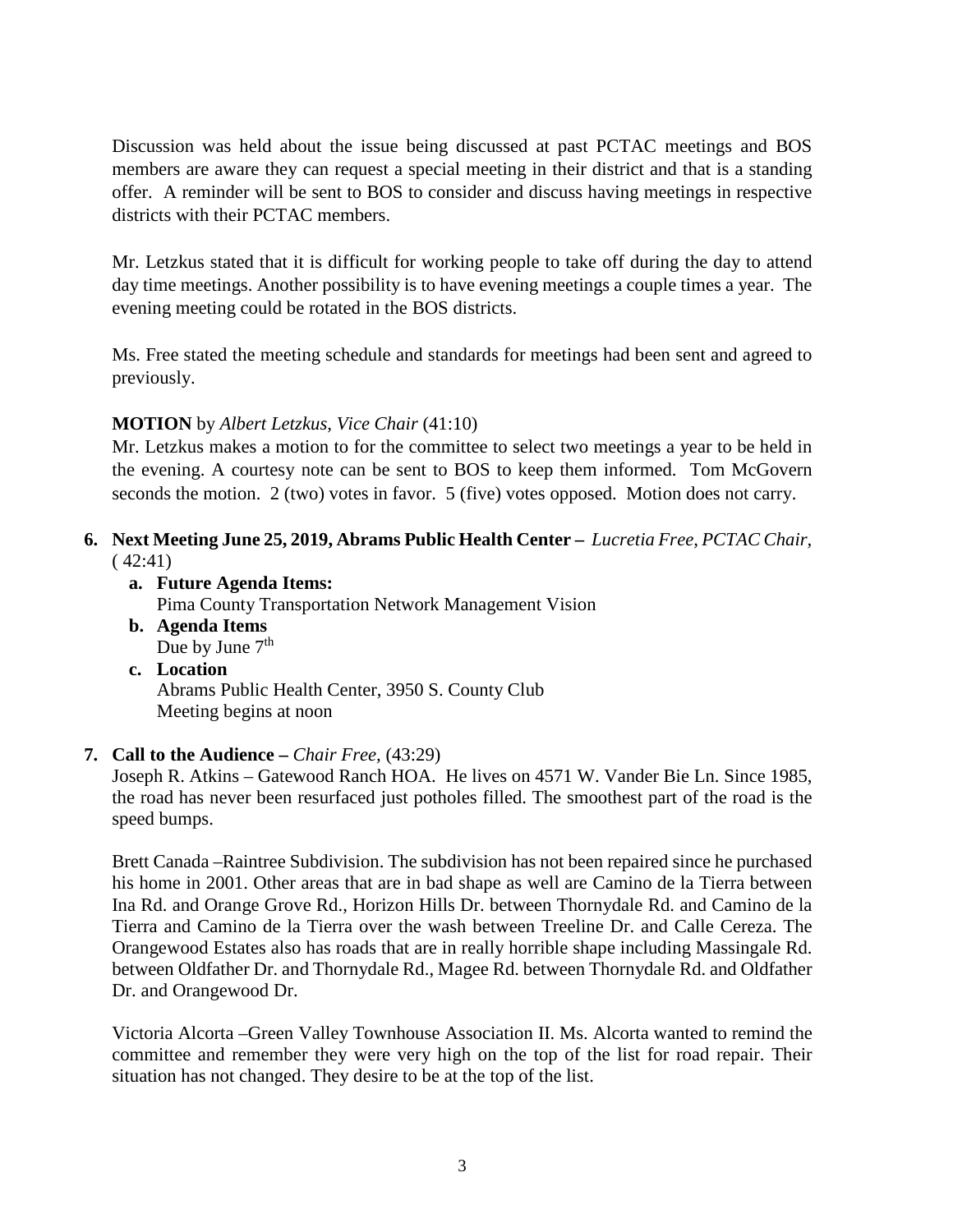Discussion was held about the issue being discussed at past PCTAC meetings and BOS members are aware they can request a special meeting in their district and that is a standing offer. A reminder will be sent to BOS to consider and discuss having meetings in respective districts with their PCTAC members.

Mr. Letzkus stated that it is difficult for working people to take off during the day to attend day time meetings. Another possibility is to have evening meetings a couple times a year. The evening meeting could be rotated in the BOS districts.

Ms. Free stated the meeting schedule and standards for meetings had been sent and agreed to previously.

**MOTION** by *Albert Letzkus, Vice Chair* (41:10)
Mr. Letzkus makes a motion to for the committee to select two meetings a year to be held in the evening. A courtesy note can be sent to BOS to keep them informed. Tom McGovern seconds the motion. 2 (two) votes in favor. 5 (five) votes opposed. Motion does not carry.

6. **Next Meeting June 25, 2019, Abrams Public Health Center –** *Lucretia Free, PCTAC Chair,* ( 42:41)
   a. **Future Agenda Items:**
      Pima County Transportation Network Management Vision
   b. **Agenda Items**
      Due by June 7th
   c. **Location**
      Abrams Public Health Center, 3950 S. County Club
      Meeting begins at noon

7. **Call to the Audience –** *Chair Free,* (43:29)
   Joseph R. Atkins – Gatewood Ranch HOA. He lives on 4571 W. Vander Bie Ln. Since 1985, the road has never been resurfaced just potholes filled. The smoothest part of the road is the speed bumps.

   Brett Canada –Raintree Subdivision. The subdivision has not been repaired since he purchased his home in 2001. Other areas that are in bad shape as well are Camino de la Tierra between Ina Rd. and Orange Grove Rd., Horizon Hills Dr. between Thornydale Rd. and Camino de la Tierra and Camino de la Tierra over the wash between Treeline Dr. and Calle Cereza. The Orangewood Estates also has roads that are in really horrible shape including Massingale Rd. between Oldfather Dr. and Thornydale Rd., Magee Rd. between Thornydale Rd. and Oldfather Dr. and Orangewood Dr.

   Victoria Alcorta –Green Valley Townhouse Association II. Ms. Alcorta wanted to remind the committee and remember they were very high on the top of the list for road repair. Their situation has not changed. They desire to be at the top of the list.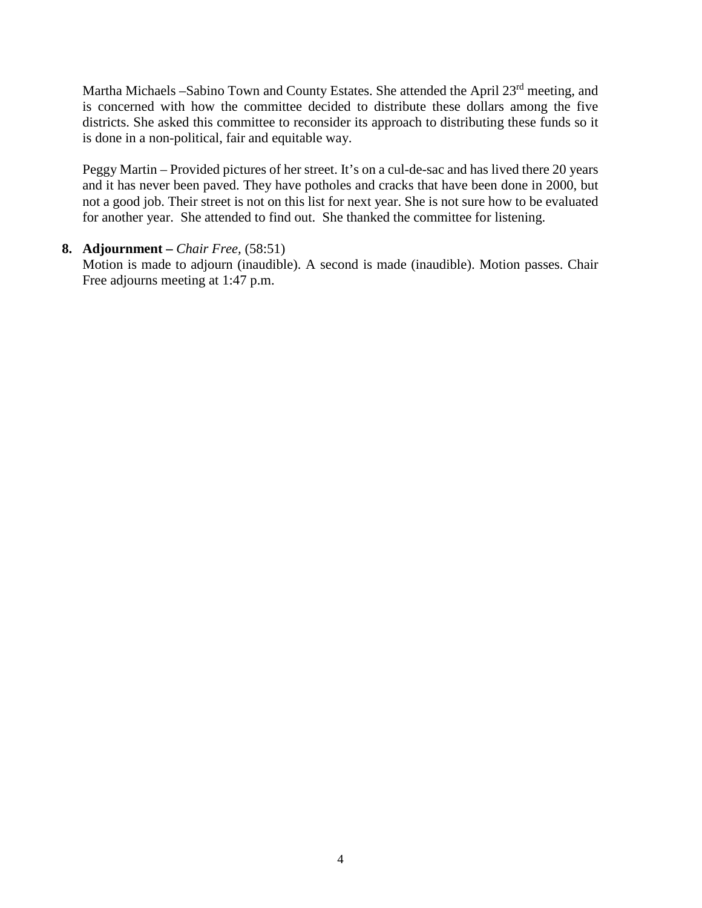Martha Michaels –Sabino Town and County Estates. She attended the April 23rd meeting, and is concerned with how the committee decided to distribute these dollars among the five districts. She asked this committee to reconsider its approach to distributing these funds so it is done in a non-political, fair and equitable way.

Peggy Martin – Provided pictures of her street. It's on a cul-de-sac and has lived there 20 years and it has never been paved. They have potholes and cracks that have been done in 2000, but not a good job. Their street is not on this list for next year. She is not sure how to be evaluated for another year. She attended to find out. She thanked the committee for listening.

**8. Adjournment –** *Chair Free,* (58:51)

Motion is made to adjourn (inaudible). A second is made (inaudible). Motion passes. Chair Free adjourns meeting at 1:47 p.m.